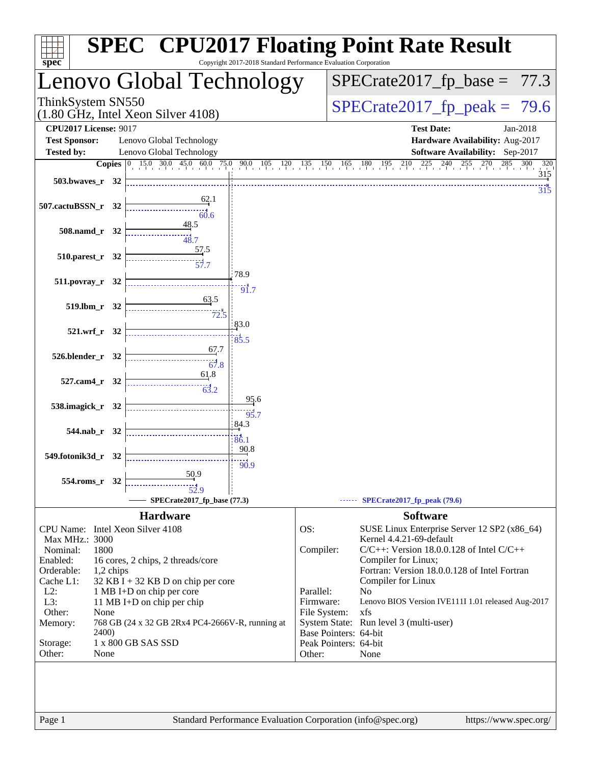# SPEC CPU2017 Floating Point Rate Result

Copyright 2017-2018 Standard Performance Evaluation Corporation

## Lenovo Global Technology

ThinkSystem SN550
(1.80 GHz, Intel Xeon Silver 4108)

SPECrate2017_fp_base = 77.3

SPECrate2017_fp_peak = 79.6

**CPU2017 License:** 9017
**Test Sponsor:** Lenovo Global Technology
**Tested by:** Lenovo Global Technology

**Test Date:** Jan-2018
**Hardware Availability:** Aug-2017
**Software Availability:** Sep-2017

| Benchmark | Copies | Base | Peak |
|---|---|---|---|
| 503.bwaves_r | 32 | 315 | 315 |
| 507.cactuBSSN_r | 32 | 62.1 | 60.6 |
| 508.namd_r | 32 | 48.5 | 48.7 |
| 510.parest_r | 32 | 57.5 | 57.7 |
| 511.povray_r | 32 | 78.9 | 91.7 |
| 519.lbm_r | 32 | 63.5 | 72.5 |
| 521.wrf_r | 32 | 83.0 | 85.5 |
| 526.blender_r | 32 | 67.7 | 67.8 |
| 527.cam4_r | 32 | 61.8 | 63.2 |
| 538.imagick_r | 32 | 95.6 | 95.7 |
| 544.nab_r | 32 | 84.3 | 86.1 |
| 549.fotonik3d_r | 32 | 90.8 | 90.9 |
| 554.roms_r | 32 | 50.9 | 52.9 |

SPECrate2017_fp_base (77.3)    SPECrate2017_fp_peak (79.6)

### Hardware

| | |
|---|---|
| CPU Name: | Intel Xeon Silver 4108 |
| Max MHz.: | 3000 |
| Nominal: | 1800 |
| Enabled: | 16 cores, 2 chips, 2 threads/core |
| Orderable: | 1,2 chips |
| Cache L1: | 32 KB I + 32 KB D on chip per core |
| L2: | 1 MB I+D on chip per core |
| L3: | 11 MB I+D on chip per chip |
| Other: | None |
| Memory: | 768 GB (24 x 32 GB 2Rx4 PC4-2666V-R, running at 2400) |
| Storage: | 1 x 800 GB SAS SSD |
| Other: | None |

### Software

| | |
|---|---|
| OS: | SUSE Linux Enterprise Server 12 SP2 (x86_64) Kernel 4.4.21-69-default |
| Compiler: | C/C++: Version 18.0.0.128 of Intel C/C++ Compiler for Linux; Fortran: Version 18.0.0.128 of Intel Fortran Compiler for Linux |
| Parallel: | No |
| Firmware: | Lenovo BIOS Version IVE111I 1.01 released Aug-2017 |
| File System: | xfs |
| System State: | Run level 3 (multi-user) |
| Base Pointers: | 64-bit |
| Peak Pointers: | 64-bit |
| Other: | None |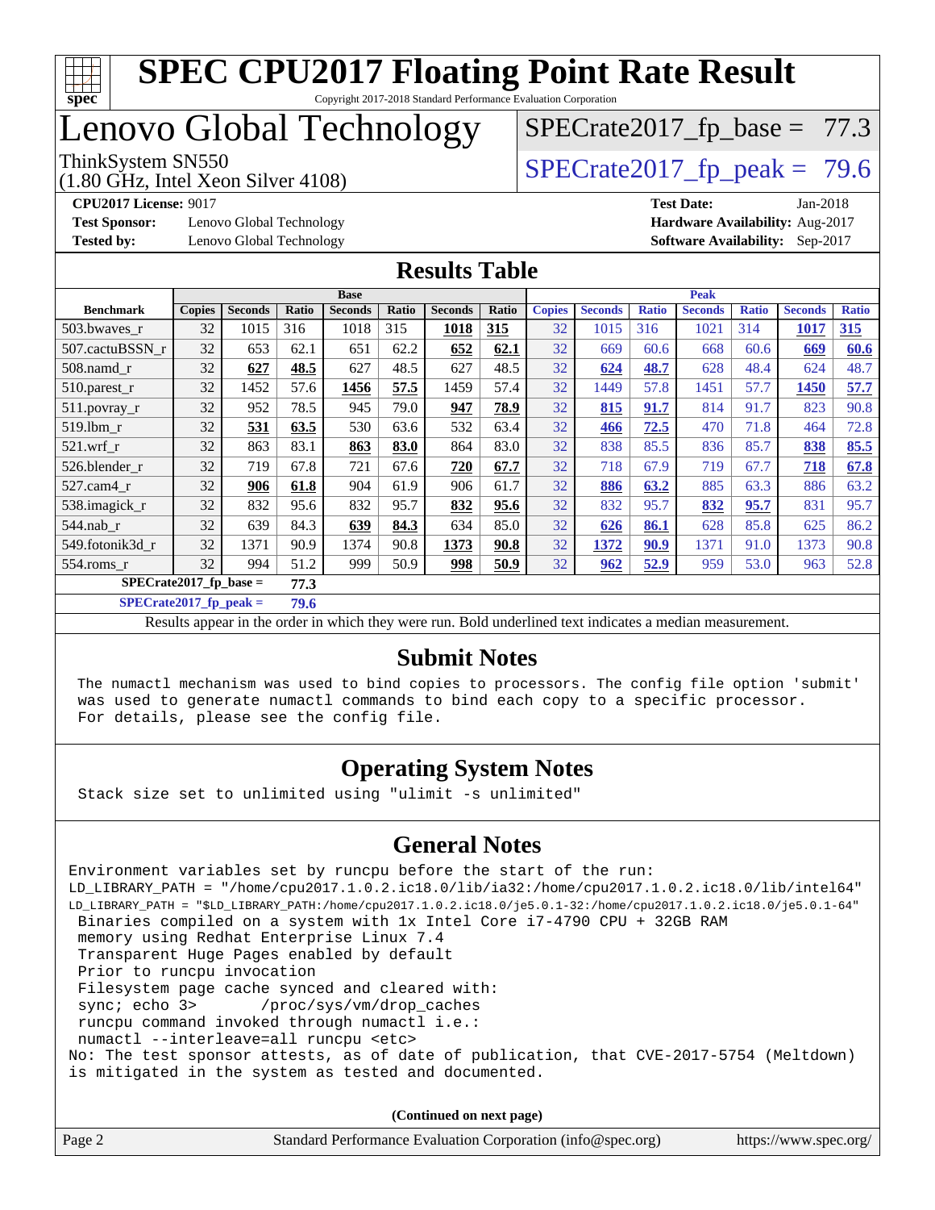# SPEC CPU2017 Floating Point Rate Result

Copyright 2017-2018 Standard Performance Evaluation Corporation

# Lenovo Global Technology

ThinkSystem SN550
(1.80 GHz, Intel Xeon Silver 4108)

SPECrate2017_fp_base = 77.3

SPECrate2017_fp_peak = 79.6

**CPU2017 License:** 9017
**Test Sponsor:** Lenovo Global Technology
**Tested by:** Lenovo Global Technology

**Test Date:** Jan-2018
**Hardware Availability:** Aug-2017
**Software Availability:** Sep-2017

## Results Table

| | Base | | | | | | | Peak | | | | | | |
|---|---|---|---|---|---|---|---|---|---|---|---|---|---|---|
| **Benchmark** | **Copies** | **Seconds** | **Ratio** | **Seconds** | **Ratio** | **Seconds** | **Ratio** | **Copies** | **Seconds** | **Ratio** | **Seconds** | **Ratio** | **Seconds** | **Ratio** |
| 503.bwaves_r | 32 | 1015 | 316 | 1018 | 315 | **1018** | **315** | 32 | 1015 | 316 | 1021 | 314 | **1017** | **315** |
| 507.cactuBSSN_r | 32 | 653 | 62.1 | 651 | 62.2 | **652** | **62.1** | 32 | 669 | 60.6 | 668 | 60.6 | **669** | **60.6** |
| 508.namd_r | 32 | **627** | **48.5** | 627 | 48.5 | 627 | 48.5 | 32 | **624** | **48.7** | 628 | 48.4 | 624 | 48.7 |
| 510.parest_r | 32 | 1452 | 57.6 | **1456** | **57.5** | 1459 | 57.4 | 32 | 1449 | 57.8 | 1451 | 57.7 | **1450** | **57.7** |
| 511.povray_r | 32 | 952 | 78.5 | 945 | 79.0 | **947** | **78.9** | 32 | **815** | **91.7** | 814 | 91.7 | 823 | 90.8 |
| 519.lbm_r | 32 | **531** | **63.5** | 530 | 63.6 | 532 | 63.4 | 32 | **466** | **72.5** | 470 | 71.8 | 464 | 72.8 |
| 521.wrf_r | 32 | 863 | 83.1 | **863** | **83.0** | 864 | 83.0 | 32 | 838 | 85.5 | 836 | 85.7 | **838** | **85.5** |
| 526.blender_r | 32 | 719 | 67.8 | 721 | 67.6 | **720** | **67.7** | 32 | 718 | 67.9 | 719 | 67.7 | **718** | **67.8** |
| 527.cam4_r | 32 | **906** | **61.8** | 904 | 61.9 | 906 | 61.7 | 32 | **886** | **63.2** | 885 | 63.3 | 886 | 63.2 |
| 538.imagick_r | 32 | 832 | 95.6 | 832 | 95.7 | **832** | **95.6** | 32 | 832 | 95.7 | **832** | **95.7** | 831 | 95.7 |
| 544.nab_r | 32 | 639 | 84.3 | **639** | **84.3** | 634 | 85.0 | 32 | **626** | **86.1** | 628 | 85.8 | 625 | 86.2 |
| 549.fotonik3d_r | 32 | 1371 | 90.9 | 1374 | 90.8 | **1373** | **90.8** | 32 | **1372** | **90.9** | 1371 | 91.0 | 1373 | 90.8 |
| 554.roms_r | 32 | 994 | 51.2 | 999 | 50.9 | **998** | **50.9** | 32 | **962** | **52.9** | 959 | 53.0 | 963 | 52.8 |

**SPECrate2017_fp_base = 77.3**

**SPECrate2017_fp_peak = 79.6**

Results appear in the order in which they were run. Bold underlined text indicates a median measurement.

## Submit Notes

```
The numactl mechanism was used to bind copies to processors. The config file option 'submit'
was used to generate numactl commands to bind each copy to a specific processor.
For details, please see the config file.
```

## Operating System Notes

```
Stack size set to unlimited using "ulimit -s unlimited"
```

## General Notes

```
Environment variables set by runcpu before the start of the run:
LD_LIBRARY_PATH = "/home/cpu2017.1.0.2.ic18.0/lib/ia32:/home/cpu2017.1.0.2.ic18.0/lib/intel64"
LD_LIBRARY_PATH = "$LD_LIBRARY_PATH:/home/cpu2017.1.0.2.ic18.0/je5.0.1-32:/home/cpu2017.1.0.2.ic18.0/je5.0.1-64"
 Binaries compiled on a system with 1x Intel Core i7-4790 CPU + 32GB RAM
 memory using Redhat Enterprise Linux 7.4
 Transparent Huge Pages enabled by default
 Prior to runcpu invocation
 Filesystem page cache synced and cleared with:
 sync; echo 3>       /proc/sys/vm/drop_caches
 runcpu command invoked through numactl i.e.:
 numactl --interleave=all runcpu <etc>
No: The test sponsor attests, as of date of publication, that CVE-2017-5754 (Meltdown)
is mitigated in the system as tested and documented.
```

**(Continued on next page)**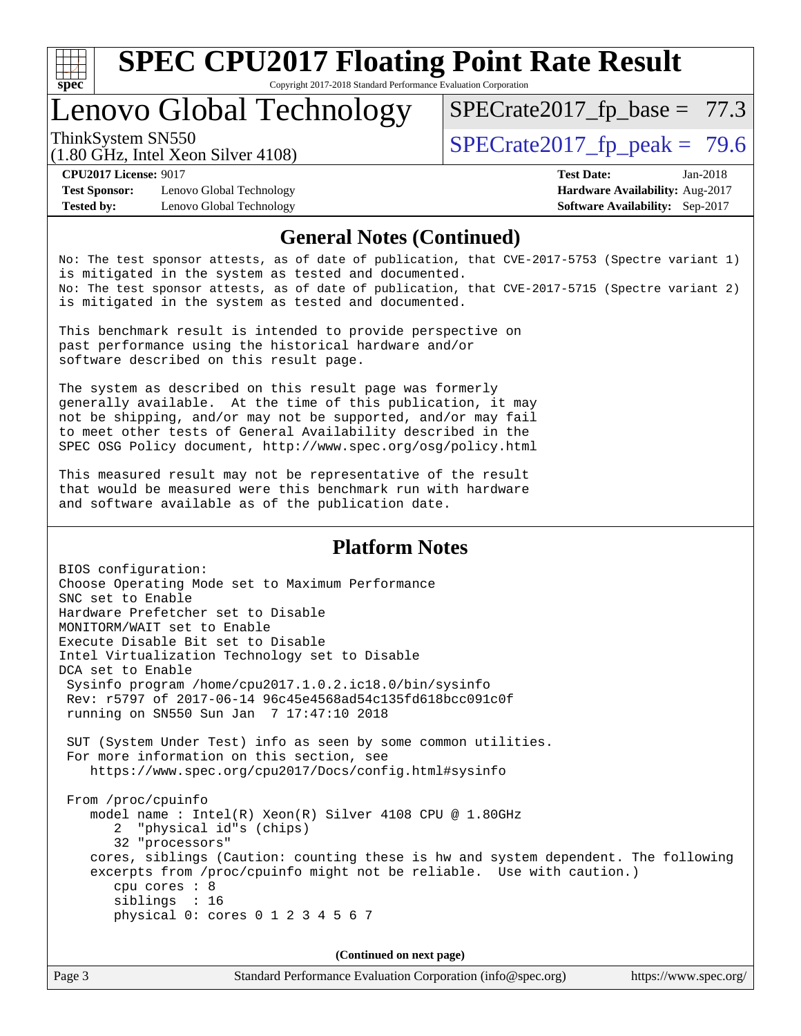## General Notes (Continued)

```
No: The test sponsor attests, as of date of publication, that CVE-2017-5753 (Spectre variant 1)
is mitigated in the system as tested and documented.
No: The test sponsor attests, as of date of publication, that CVE-2017-5715 (Spectre variant 2)
is mitigated in the system as tested and documented.

This benchmark result is intended to provide perspective on
past performance using the historical hardware and/or
software described on this result page.

The system as described on this result page was formerly
generally available.  At the time of this publication, it may
not be shipping, and/or may not be supported, and/or may fail
to meet other tests of General Availability described in the
SPEC OSG Policy document, http://www.spec.org/osg/policy.html

This measured result may not be representative of the result
that would be measured were this benchmark run with hardware
and software available as of the publication date.
```

## Platform Notes

```
BIOS configuration:
Choose Operating Mode set to Maximum Performance
SNC set to Enable
Hardware Prefetcher set to Disable
MONITORM/WAIT set to Enable
Execute Disable Bit set to Disable
Intel Virtualization Technology set to Disable
DCA set to Enable
 Sysinfo program /home/cpu2017.1.0.2.ic18.0/bin/sysinfo
 Rev: r5797 of 2017-06-14 96c45e4568ad54c135fd618bcc091c0f
 running on SN550 Sun Jan  7 17:47:10 2018

 SUT (System Under Test) info as seen by some common utilities.
 For more information on this section, see
    https://www.spec.org/cpu2017/Docs/config.html#sysinfo

 From /proc/cpuinfo
    model name : Intel(R) Xeon(R) Silver 4108 CPU @ 1.80GHz
       2  "physical id"s (chips)
       32 "processors"
    cores, siblings (Caution: counting these is hw and system dependent. The following
    excerpts from /proc/cpuinfo might not be reliable.  Use with caution.)
       cpu cores : 8
       siblings  : 16
       physical 0: cores 0 1 2 3 4 5 6 7
```

**(Continued on next page)**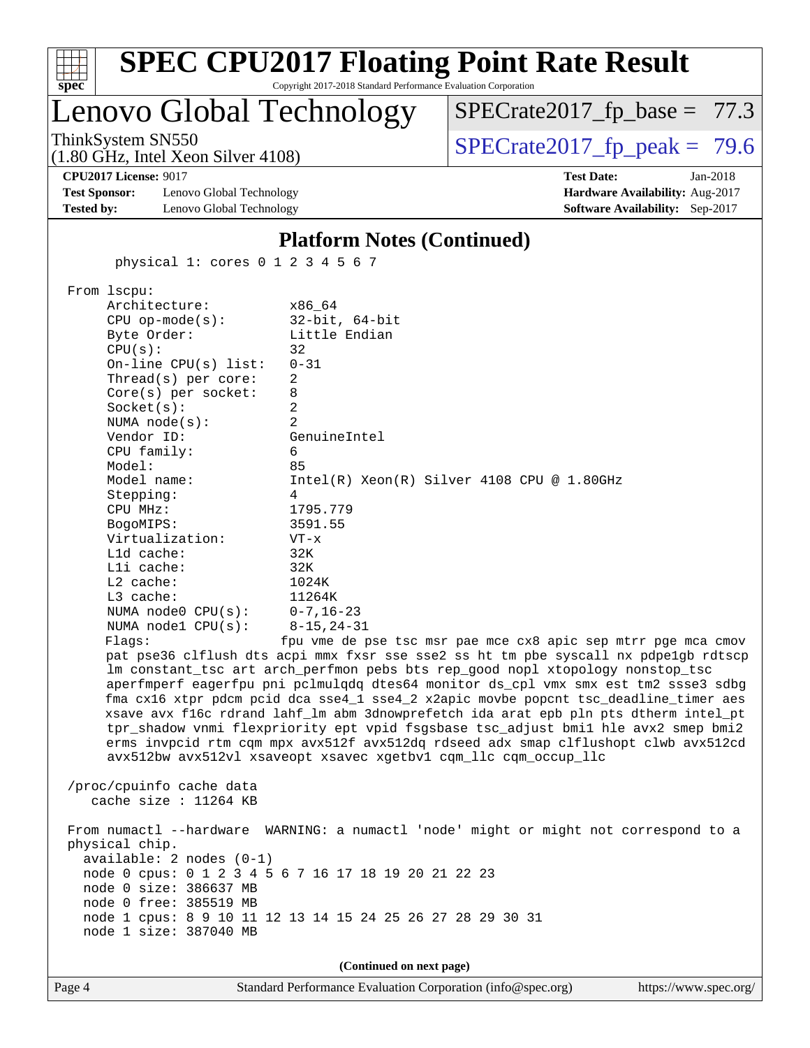## Platform Notes (Continued)

```
      physical 1: cores 0 1 2 3 4 5 6 7

From lscpu:
     Architecture:          x86_64
     CPU op-mode(s):        32-bit, 64-bit
     Byte Order:            Little Endian
     CPU(s):                32
     On-line CPU(s) list:   0-31
     Thread(s) per core:    2
     Core(s) per socket:    8
     Socket(s):             2
     NUMA node(s):          2
     Vendor ID:             GenuineIntel
     CPU family:            6
     Model:                 85
     Model name:            Intel(R) Xeon(R) Silver 4108 CPU @ 1.80GHz
     Stepping:              4
     CPU MHz:               1795.779
     BogoMIPS:              3591.55
     Virtualization:        VT-x
     L1d cache:             32K
     L1i cache:             32K
     L2 cache:              1024K
     L3 cache:              11264K
     NUMA node0 CPU(s):     0-7,16-23
     NUMA node1 CPU(s):     8-15,24-31
     Flags:                 fpu vme de pse tsc msr pae mce cx8 apic sep mtrr pge mca cmov
     pat pse36 clflush dts acpi mmx fxsr sse sse2 ss ht tm pbe syscall nx pdpe1gb rdtscp
     lm constant_tsc art arch_perfmon pebs bts rep_good nopl xtopology nonstop_tsc
     aperfmperf eagerfpu pni pclmulqdq dtes64 monitor ds_cpl vmx smx est tm2 ssse3 sdbg
     fma cx16 xtpr pdcm pcid dca sse4_1 sse4_2 x2apic movbe popcnt tsc_deadline_timer aes
     xsave avx f16c rdrand lahf_lm abm 3dnowprefetch ida arat epb pln pts dtherm intel_pt
     tpr_shadow vnmi flexpriority ept vpid fsgsbase tsc_adjust bmi1 hle avx2 smep bmi2
     erms invpcid rtm cqm mpx avx512f avx512dq rdseed adx smap clflushopt clwb avx512cd
     avx512bw avx512vl xsaveopt xsavec xgetbv1 cqm_llc cqm_occup_llc

/proc/cpuinfo cache data
   cache size : 11264 KB

From numactl --hardware  WARNING: a numactl 'node' might or might not correspond to a
physical chip.
  available: 2 nodes (0-1)
  node 0 cpus: 0 1 2 3 4 5 6 7 16 17 18 19 20 21 22 23
  node 0 size: 386637 MB
  node 0 free: 385519 MB
  node 1 cpus: 8 9 10 11 12 13 14 15 24 25 26 27 28 29 30 31
  node 1 size: 387040 MB
```

(Continued on next page)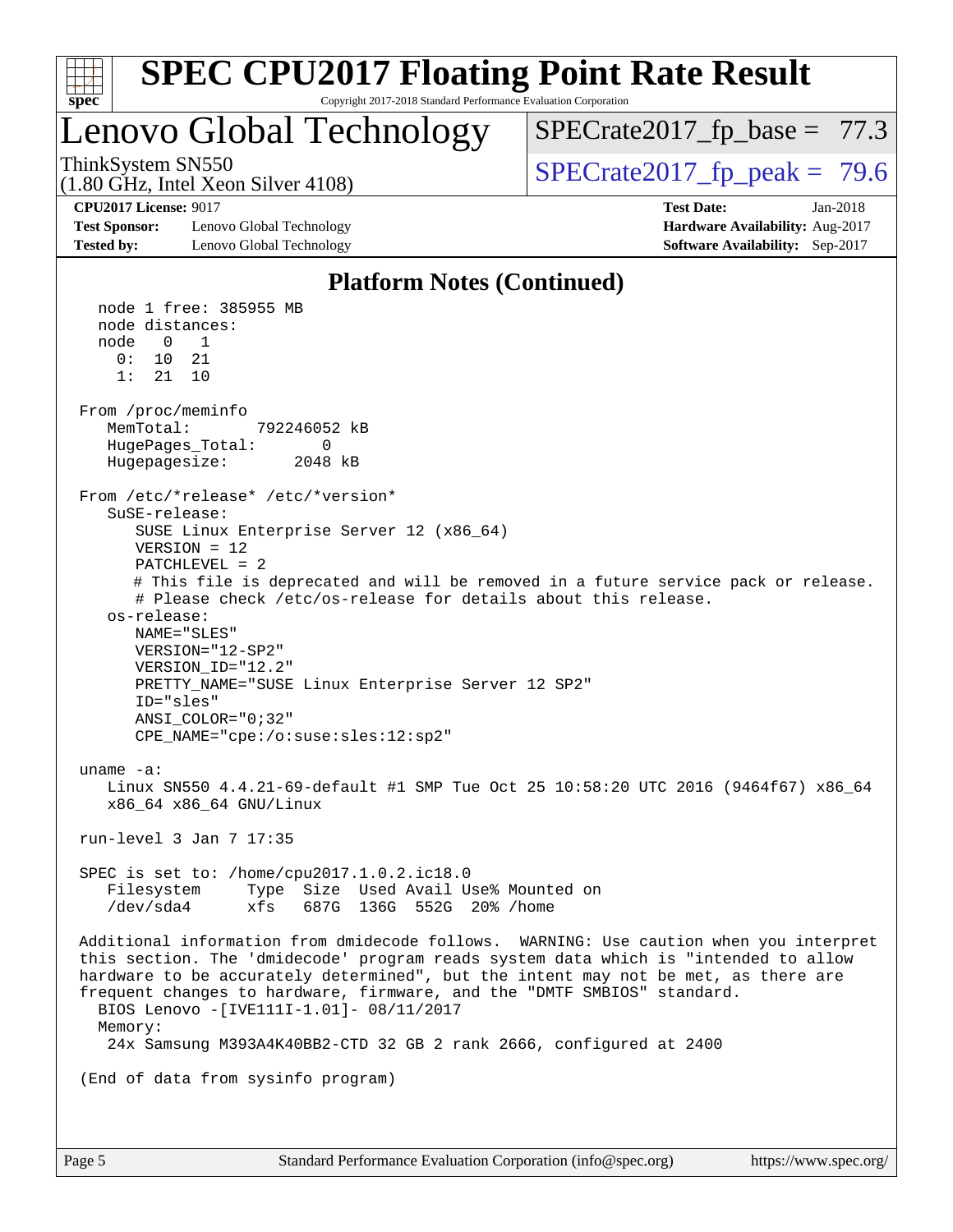# SPEC CPU2017 Floating Point Rate Result

Copyright 2017-2018 Standard Performance Evaluation Corporation

## Lenovo Global Technology

ThinkSystem SN550
(1.80 GHz, Intel Xeon Silver 4108)

SPECrate2017_fp_base = 77.3

SPECrate2017_fp_peak = 79.6

**CPU2017 License:** 9017
**Test Sponsor:** Lenovo Global Technology
**Tested by:** Lenovo Global Technology

**Test Date:** Jan-2018
**Hardware Availability:** Aug-2017
**Software Availability:** Sep-2017

### Platform Notes (Continued)

```
   node 1 free: 385955 MB
   node distances:
   node   0   1
     0:  10  21
     1:  21  10

 From /proc/meminfo
    MemTotal:       792246052 kB
    HugePages_Total:       0
    Hugepagesize:       2048 kB

 From /etc/*release* /etc/*version*
    SuSE-release:
       SUSE Linux Enterprise Server 12 (x86_64)
       VERSION = 12
       PATCHLEVEL = 2
       # This file is deprecated and will be removed in a future service pack or release.
       # Please check /etc/os-release for details about this release.
    os-release:
       NAME="SLES"
       VERSION="12-SP2"
       VERSION_ID="12.2"
       PRETTY_NAME="SUSE Linux Enterprise Server 12 SP2"
       ID="sles"
       ANSI_COLOR="0;32"
       CPE_NAME="cpe:/o:suse:sles:12:sp2"

 uname -a:
    Linux SN550 4.4.21-69-default #1 SMP Tue Oct 25 10:58:20 UTC 2016 (9464f67) x86_64
    x86_64 x86_64 GNU/Linux

 run-level 3 Jan 7 17:35

 SPEC is set to: /home/cpu2017.1.0.2.ic18.0
    Filesystem     Type  Size  Used Avail Use% Mounted on
    /dev/sda4      xfs   687G  136G  552G  20% /home

 Additional information from dmidecode follows.  WARNING: Use caution when you interpret
 this section. The 'dmidecode' program reads system data which is "intended to allow
 hardware to be accurately determined", but the intent may not be met, as there are
 frequent changes to hardware, firmware, and the "DMTF SMBIOS" standard.
   BIOS Lenovo -[IVE111I-1.01]- 08/11/2017
   Memory:
    24x Samsung M393A4K40BB2-CTD 32 GB 2 rank 2666, configured at 2400

 (End of data from sysinfo program)
```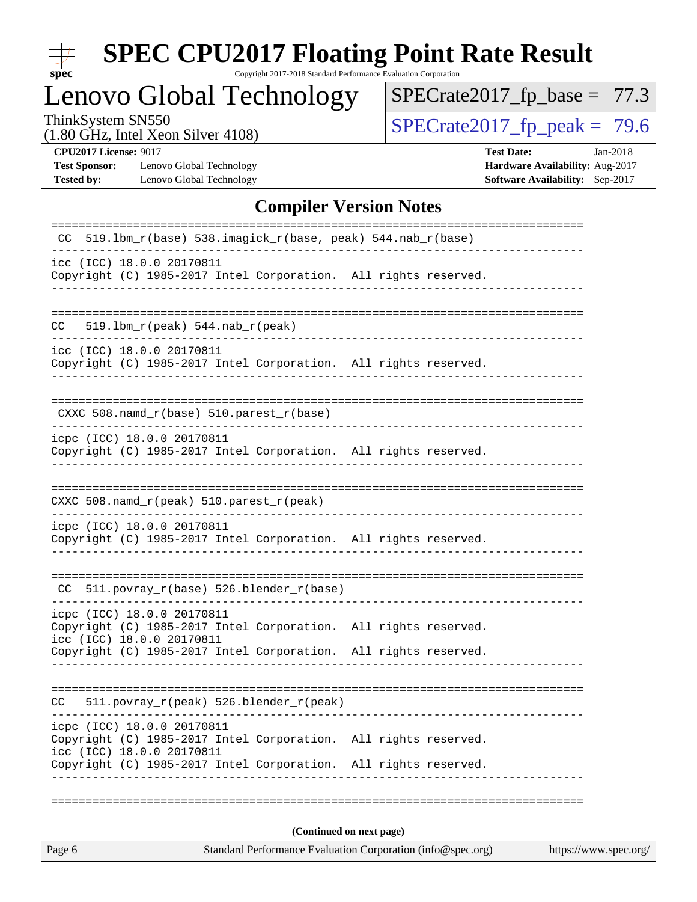# SPEC CPU2017 Floating Point Rate Result

Copyright 2017-2018 Standard Performance Evaluation Corporation

## Lenovo Global Technology

ThinkSystem SN550
(1.80 GHz, Intel Xeon Silver 4108)

SPECrate2017_fp_base = 77.3

SPECrate2017_fp_peak = 79.6

**CPU2017 License:** 9017
**Test Sponsor:** Lenovo Global Technology
**Tested by:** Lenovo Global Technology

**Test Date:** Jan-2018
**Hardware Availability:** Aug-2017
**Software Availability:** Sep-2017

## Compiler Version Notes

```
==============================================================================
 CC  519.lbm_r(base) 538.imagick_r(base, peak) 544.nab_r(base)
------------------------------------------------------------------------------
icc (ICC) 18.0.0 20170811
Copyright (C) 1985-2017 Intel Corporation.  All rights reserved.
------------------------------------------------------------------------------

==============================================================================
CC   519.lbm_r(peak) 544.nab_r(peak)
------------------------------------------------------------------------------
icc (ICC) 18.0.0 20170811
Copyright (C) 1985-2017 Intel Corporation.  All rights reserved.
------------------------------------------------------------------------------

==============================================================================
 CXXC 508.namd_r(base) 510.parest_r(base)
------------------------------------------------------------------------------
icpc (ICC) 18.0.0 20170811
Copyright (C) 1985-2017 Intel Corporation.  All rights reserved.
------------------------------------------------------------------------------

==============================================================================
CXXC 508.namd_r(peak) 510.parest_r(peak)
------------------------------------------------------------------------------
icpc (ICC) 18.0.0 20170811
Copyright (C) 1985-2017 Intel Corporation.  All rights reserved.
------------------------------------------------------------------------------

==============================================================================
 CC  511.povray_r(base) 526.blender_r(base)
------------------------------------------------------------------------------
icpc (ICC) 18.0.0 20170811
Copyright (C) 1985-2017 Intel Corporation.  All rights reserved.
icc (ICC) 18.0.0 20170811
Copyright (C) 1985-2017 Intel Corporation.  All rights reserved.
------------------------------------------------------------------------------

==============================================================================
CC   511.povray_r(peak) 526.blender_r(peak)
------------------------------------------------------------------------------
icpc (ICC) 18.0.0 20170811
Copyright (C) 1985-2017 Intel Corporation.  All rights reserved.
icc (ICC) 18.0.0 20170811
Copyright (C) 1985-2017 Intel Corporation.  All rights reserved.
------------------------------------------------------------------------------

==============================================================================
```

**(Continued on next page)**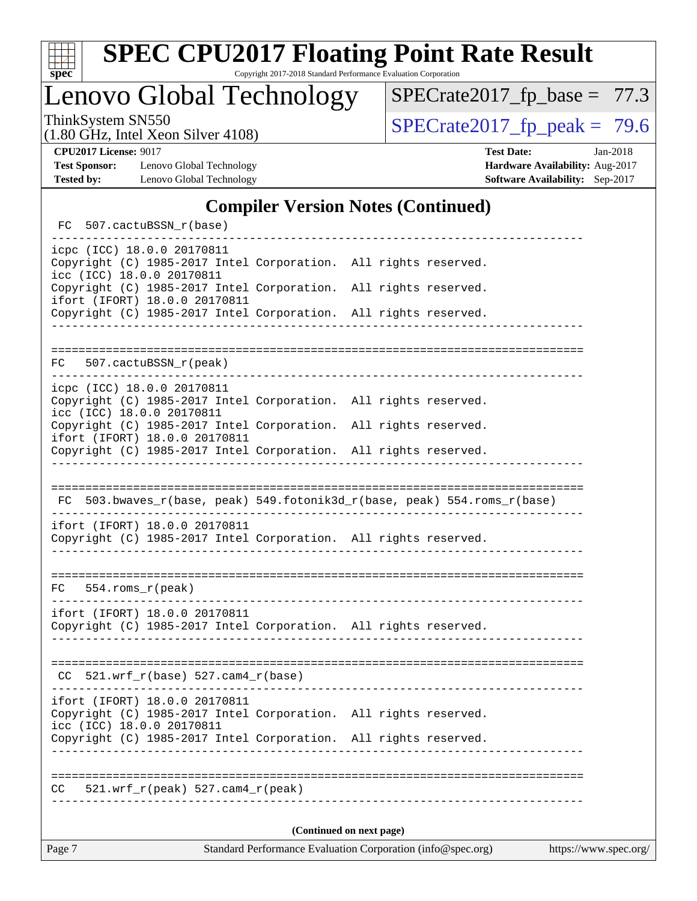## Compiler Version Notes (Continued)

```
 FC  507.cactuBSSN_r(base)
------------------------------------------------------------------------------
icpc (ICC) 18.0.0 20170811
Copyright (C) 1985-2017 Intel Corporation.  All rights reserved.
icc (ICC) 18.0.0 20170811
Copyright (C) 1985-2017 Intel Corporation.  All rights reserved.
ifort (IFORT) 18.0.0 20170811
Copyright (C) 1985-2017 Intel Corporation.  All rights reserved.
------------------------------------------------------------------------------

==============================================================================
 FC  507.cactuBSSN_r(peak)
------------------------------------------------------------------------------
icpc (ICC) 18.0.0 20170811
Copyright (C) 1985-2017 Intel Corporation.  All rights reserved.
icc (ICC) 18.0.0 20170811
Copyright (C) 1985-2017 Intel Corporation.  All rights reserved.
ifort (IFORT) 18.0.0 20170811
Copyright (C) 1985-2017 Intel Corporation.  All rights reserved.
------------------------------------------------------------------------------

==============================================================================
 FC  503.bwaves_r(base, peak) 549.fotonik3d_r(base, peak) 554.roms_r(base)
------------------------------------------------------------------------------
ifort (IFORT) 18.0.0 20170811
Copyright (C) 1985-2017 Intel Corporation.  All rights reserved.
------------------------------------------------------------------------------

==============================================================================
 FC  554.roms_r(peak)
------------------------------------------------------------------------------
ifort (IFORT) 18.0.0 20170811
Copyright (C) 1985-2017 Intel Corporation.  All rights reserved.
------------------------------------------------------------------------------

==============================================================================
 CC  521.wrf_r(base) 527.cam4_r(base)
------------------------------------------------------------------------------
ifort (IFORT) 18.0.0 20170811
Copyright (C) 1985-2017 Intel Corporation.  All rights reserved.
icc (ICC) 18.0.0 20170811
Copyright (C) 1985-2017 Intel Corporation.  All rights reserved.
------------------------------------------------------------------------------

==============================================================================
 CC  521.wrf_r(peak) 527.cam4_r(peak)
------------------------------------------------------------------------------
```

**(Continued on next page)**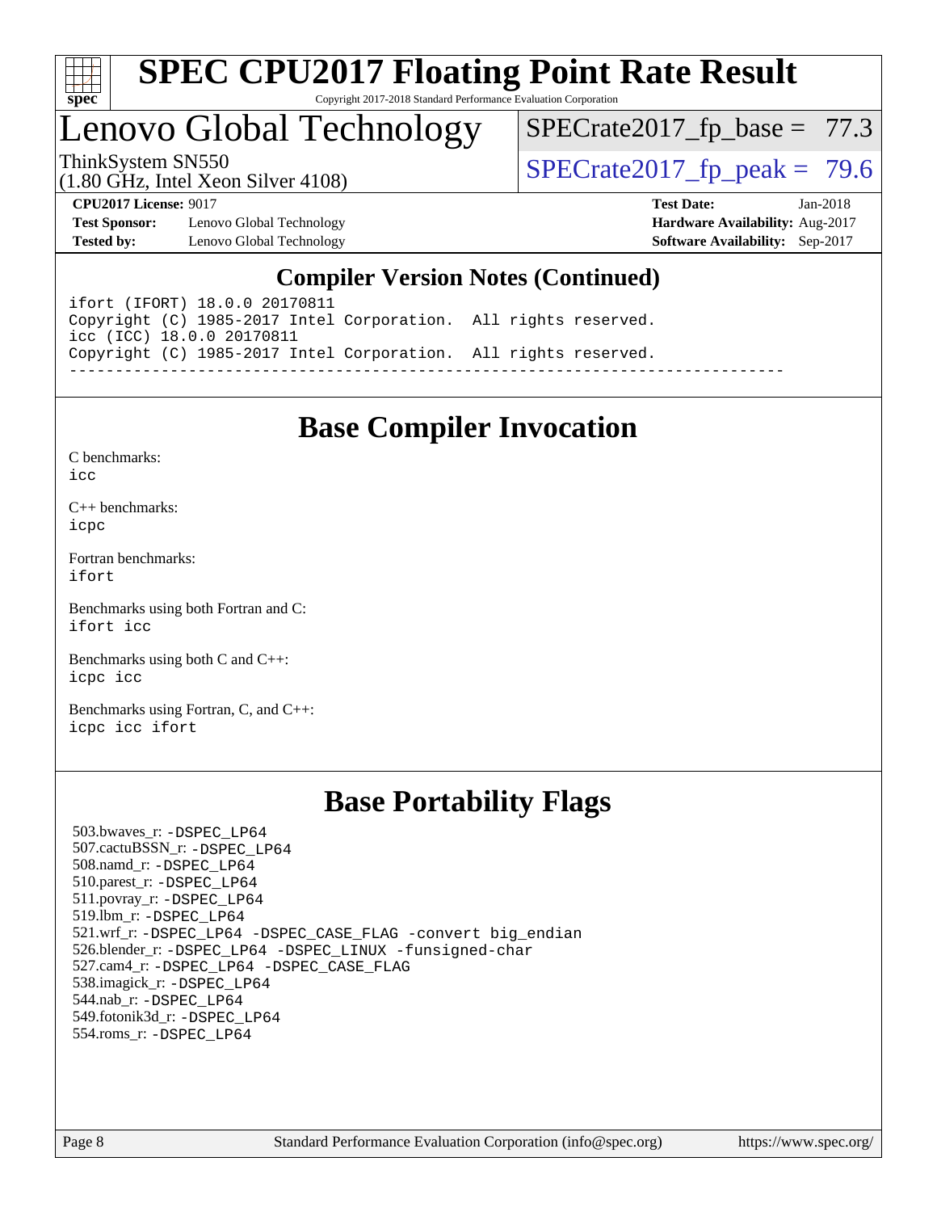# SPEC CPU2017 Floating Point Rate Result

Copyright 2017-2018 Standard Performance Evaluation Corporation

## Lenovo Global Technology

ThinkSystem SN550
(1.80 GHz, Intel Xeon Silver 4108)

SPECrate2017_fp_base = 77.3

SPECrate2017_fp_peak = 79.6

**CPU2017 License:** 9017
**Test Sponsor:** Lenovo Global Technology
**Tested by:** Lenovo Global Technology

**Test Date:** Jan-2018
**Hardware Availability:** Aug-2017
**Software Availability:** Sep-2017

## Compiler Version Notes (Continued)

```
ifort (IFORT) 18.0.0 20170811
Copyright (C) 1985-2017 Intel Corporation.  All rights reserved.
icc (ICC) 18.0.0 20170811
Copyright (C) 1985-2017 Intel Corporation.  All rights reserved.
------------------------------------------------------------------------------
```

## Base Compiler Invocation

C benchmarks:
icc

C++ benchmarks:
icpc

Fortran benchmarks:
ifort

Benchmarks using both Fortran and C:
ifort icc

Benchmarks using both C and C++:
icpc icc

Benchmarks using Fortran, C, and C++:
icpc icc ifort

## Base Portability Flags

503.bwaves_r: -DSPEC_LP64
507.cactuBSSN_r: -DSPEC_LP64
508.namd_r: -DSPEC_LP64
510.parest_r: -DSPEC_LP64
511.povray_r: -DSPEC_LP64
519.lbm_r: -DSPEC_LP64
521.wrf_r: -DSPEC_LP64 -DSPEC_CASE_FLAG -convert big_endian
526.blender_r: -DSPEC_LP64 -DSPEC_LINUX -funsigned-char
527.cam4_r: -DSPEC_LP64 -DSPEC_CASE_FLAG
538.imagick_r: -DSPEC_LP64
544.nab_r: -DSPEC_LP64
549.fotonik3d_r: -DSPEC_LP64
554.roms_r: -DSPEC_LP64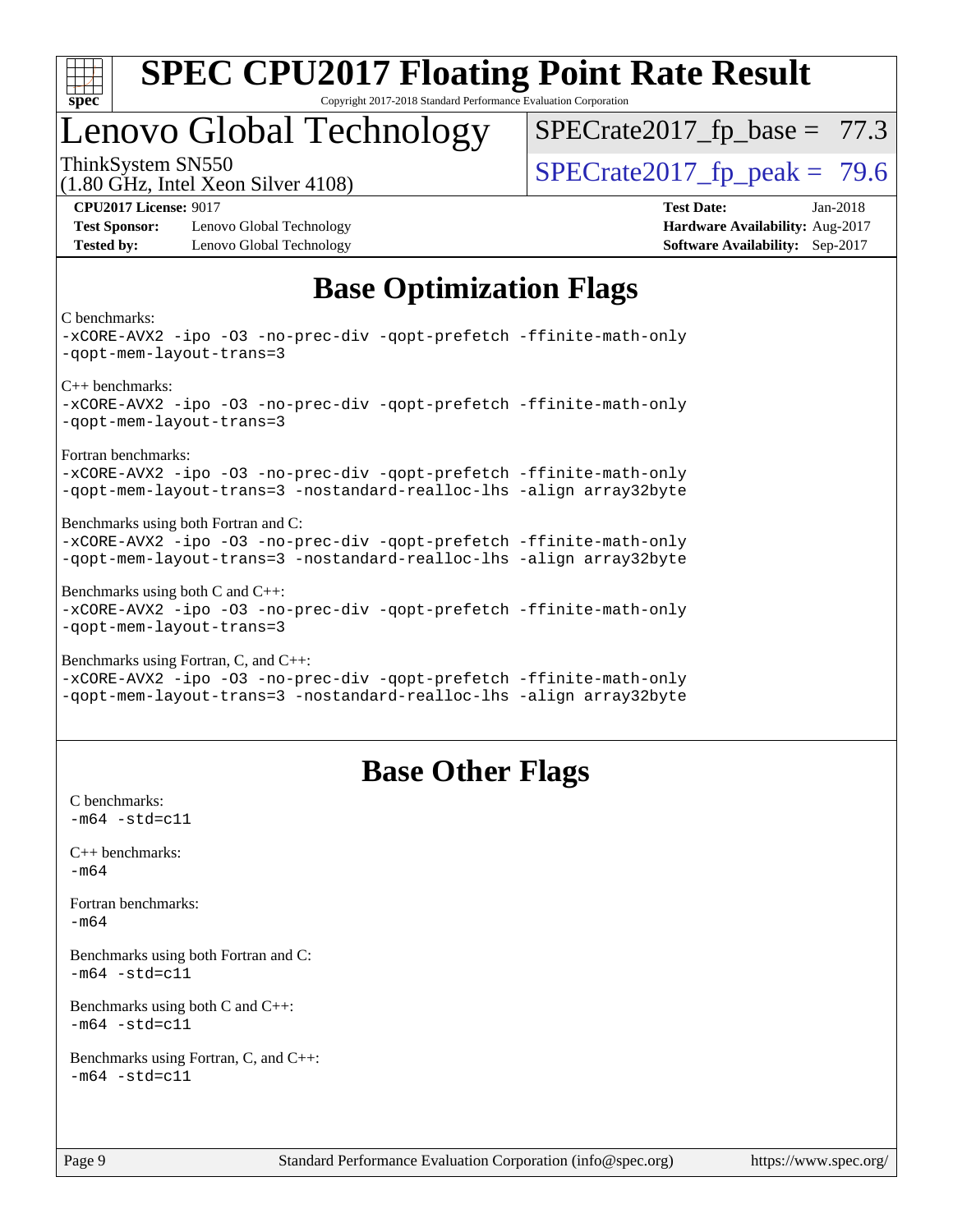# Lenovo Global Technology

ThinkSystem SN550
(1.80 GHz, Intel Xeon Silver 4108)

SPECrate2017_fp_base = 77.3

SPECrate2017_fp_peak = 79.6

**CPU2017 License:** 9017
**Test Sponsor:** Lenovo Global Technology
**Tested by:** Lenovo Global Technology

**Test Date:** Jan-2018
**Hardware Availability:** Aug-2017
**Software Availability:** Sep-2017

## Base Optimization Flags

C benchmarks:
-xCORE-AVX2 -ipo -O3 -no-prec-div -qopt-prefetch -ffinite-math-only -qopt-mem-layout-trans=3

C++ benchmarks:
-xCORE-AVX2 -ipo -O3 -no-prec-div -qopt-prefetch -ffinite-math-only -qopt-mem-layout-trans=3

Fortran benchmarks:
-xCORE-AVX2 -ipo -O3 -no-prec-div -qopt-prefetch -ffinite-math-only -qopt-mem-layout-trans=3 -nostandard-realloc-lhs -align array32byte

Benchmarks using both Fortran and C:
-xCORE-AVX2 -ipo -O3 -no-prec-div -qopt-prefetch -ffinite-math-only -qopt-mem-layout-trans=3 -nostandard-realloc-lhs -align array32byte

Benchmarks using both C and C++:
-xCORE-AVX2 -ipo -O3 -no-prec-div -qopt-prefetch -ffinite-math-only -qopt-mem-layout-trans=3

Benchmarks using Fortran, C, and C++:
-xCORE-AVX2 -ipo -O3 -no-prec-div -qopt-prefetch -ffinite-math-only -qopt-mem-layout-trans=3 -nostandard-realloc-lhs -align array32byte

## Base Other Flags

C benchmarks:
-m64 -std=c11

C++ benchmarks:
-m64

Fortran benchmarks:
-m64

Benchmarks using both Fortran and C:
-m64 -std=c11

Benchmarks using both C and C++:
-m64 -std=c11

Benchmarks using Fortran, C, and C++:
-m64 -std=c11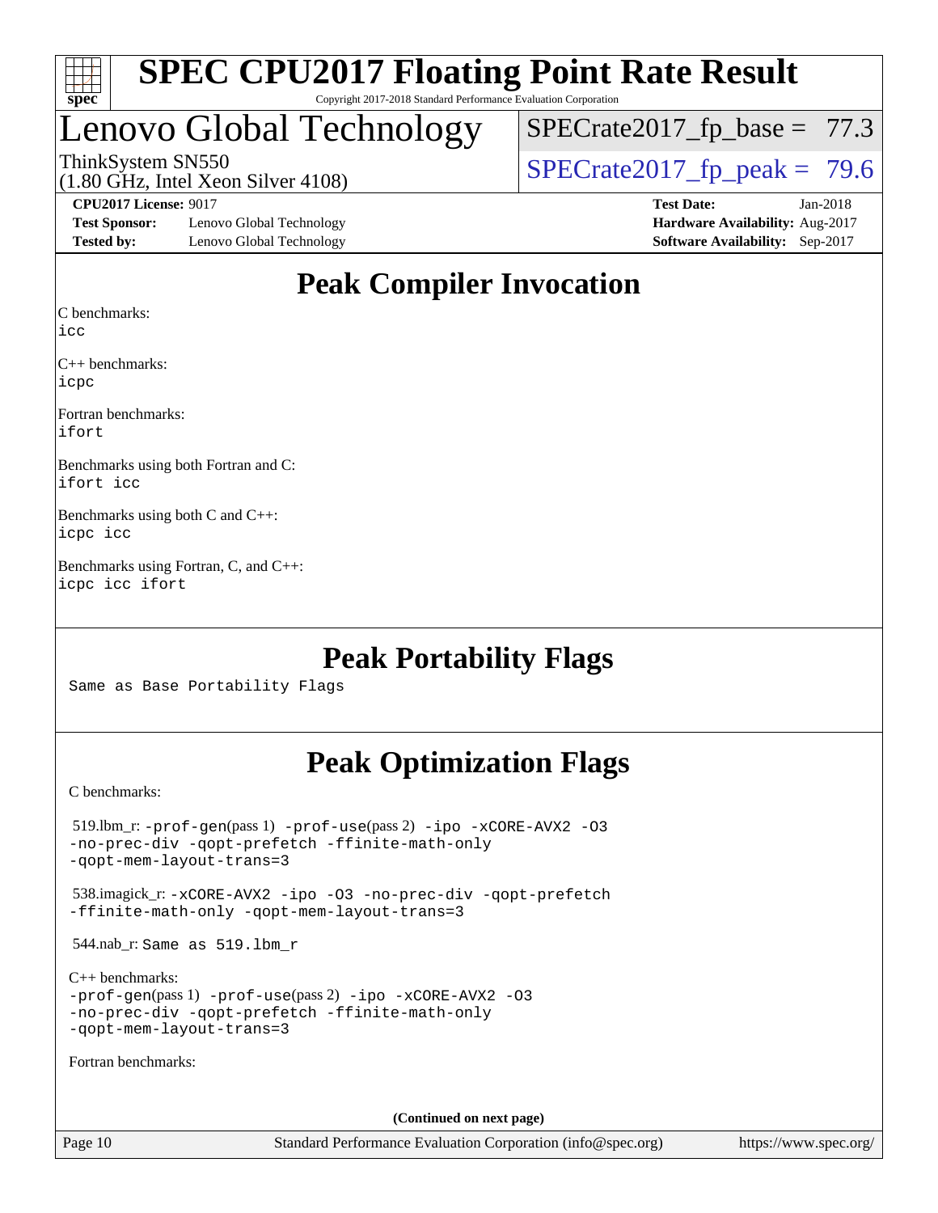# SPEC CPU2017 Floating Point Rate Result

Copyright 2017-2018 Standard Performance Evaluation Corporation

## Lenovo Global Technology

ThinkSystem SN550
(1.80 GHz, Intel Xeon Silver 4108)

SPECrate2017_fp_base = 77.3

SPECrate2017_fp_peak = 79.6

**CPU2017 License:** 9017
**Test Sponsor:** Lenovo Global Technology
**Tested by:** Lenovo Global Technology

**Test Date:** Jan-2018
**Hardware Availability:** Aug-2017
**Software Availability:** Sep-2017

## Peak Compiler Invocation

C benchmarks:
`icc`

C++ benchmarks:
`icpc`

Fortran benchmarks:
`ifort`

Benchmarks using both Fortran and C:
`ifort icc`

Benchmarks using both C and C++:
`icpc icc`

Benchmarks using Fortran, C, and C++:
`icpc icc ifort`

## Peak Portability Flags

Same as Base Portability Flags

## Peak Optimization Flags

C benchmarks:

519.lbm_r: -prof-gen(pass 1) -prof-use(pass 2) -ipo -xCORE-AVX2 -O3 -no-prec-div -qopt-prefetch -ffinite-math-only -qopt-mem-layout-trans=3

538.imagick_r: -xCORE-AVX2 -ipo -O3 -no-prec-div -qopt-prefetch -ffinite-math-only -qopt-mem-layout-trans=3

544.nab_r: Same as 519.lbm_r

C++ benchmarks:
-prof-gen(pass 1) -prof-use(pass 2) -ipo -xCORE-AVX2 -O3 -no-prec-div -qopt-prefetch -ffinite-math-only -qopt-mem-layout-trans=3

Fortran benchmarks:

**(Continued on next page)**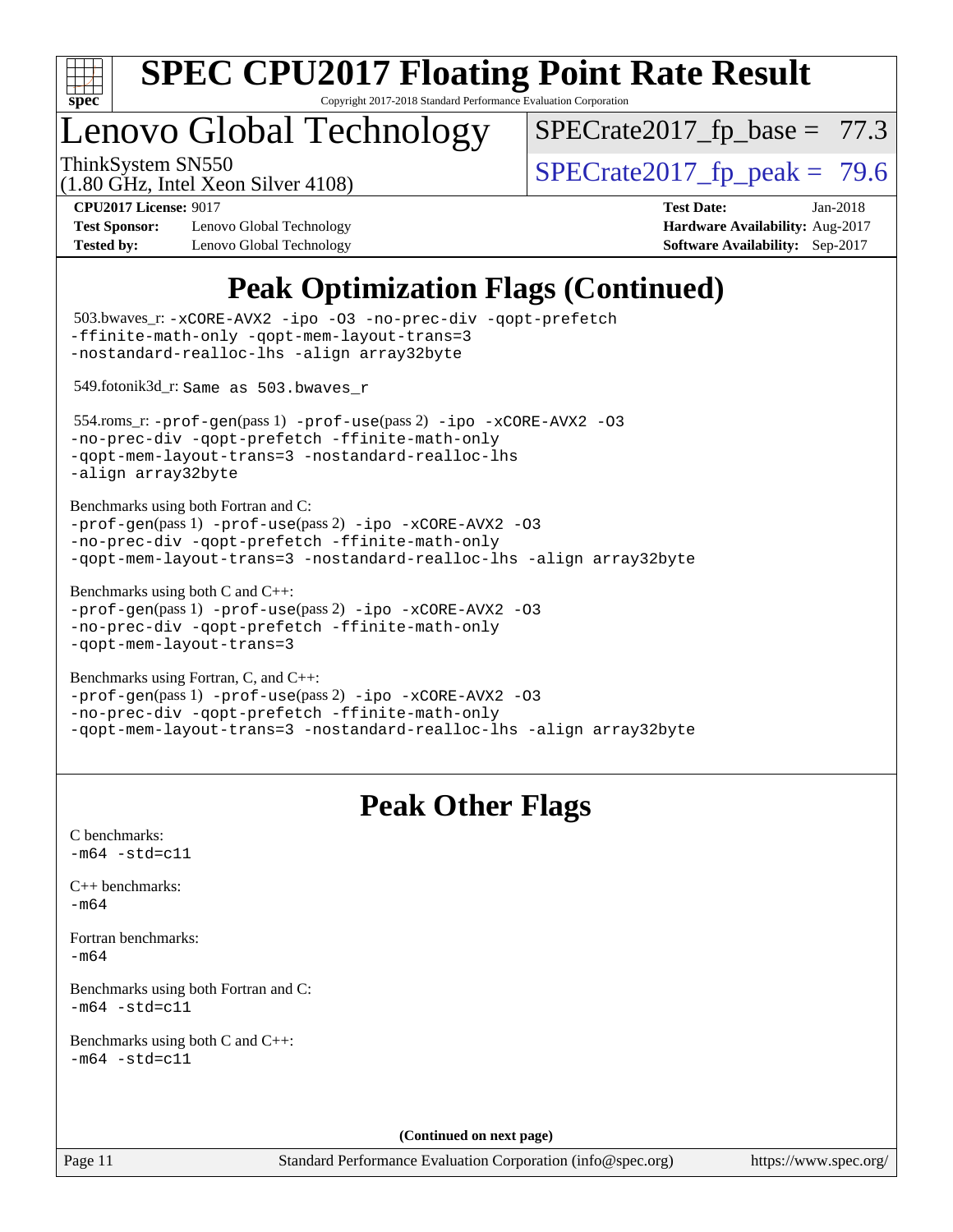# SPEC CPU2017 Floating Point Rate Result

Copyright 2017-2018 Standard Performance Evaluation Corporation

## Lenovo Global Technology

ThinkSystem SN550
(1.80 GHz, Intel Xeon Silver 4108)

SPECrate2017_fp_base = 77.3

SPECrate2017_fp_peak = 79.6

**CPU2017 License:** 9017
**Test Sponsor:** Lenovo Global Technology
**Tested by:** Lenovo Global Technology

**Test Date:** Jan-2018
**Hardware Availability:** Aug-2017
**Software Availability:** Sep-2017

## Peak Optimization Flags (Continued)

503.bwaves_r: `-xCORE-AVX2 -ipo -O3 -no-prec-div -qopt-prefetch -ffinite-math-only -qopt-mem-layout-trans=3 -nostandard-realloc-lhs -align array32byte`

549.fotonik3d_r: `Same as 503.bwaves_r`

554.roms_r: `-prof-gen`(pass 1) `-prof-use`(pass 2) `-ipo -xCORE-AVX2 -O3 -no-prec-div -qopt-prefetch -ffinite-math-only -qopt-mem-layout-trans=3 -nostandard-realloc-lhs -align array32byte`

Benchmarks using both Fortran and C:
`-prof-gen`(pass 1) `-prof-use`(pass 2) `-ipo -xCORE-AVX2 -O3 -no-prec-div -qopt-prefetch -ffinite-math-only -qopt-mem-layout-trans=3 -nostandard-realloc-lhs -align array32byte`

Benchmarks using both C and C++:
`-prof-gen`(pass 1) `-prof-use`(pass 2) `-ipo -xCORE-AVX2 -O3 -no-prec-div -qopt-prefetch -ffinite-math-only -qopt-mem-layout-trans=3`

Benchmarks using Fortran, C, and C++:
`-prof-gen`(pass 1) `-prof-use`(pass 2) `-ipo -xCORE-AVX2 -O3 -no-prec-div -qopt-prefetch -ffinite-math-only -qopt-mem-layout-trans=3 -nostandard-realloc-lhs -align array32byte`

## Peak Other Flags

C benchmarks:
`-m64 -std=c11`

C++ benchmarks:
`-m64`

Fortran benchmarks:
`-m64`

Benchmarks using both Fortran and C:
`-m64 -std=c11`

Benchmarks using both C and C++:
`-m64 -std=c11`

**(Continued on next page)**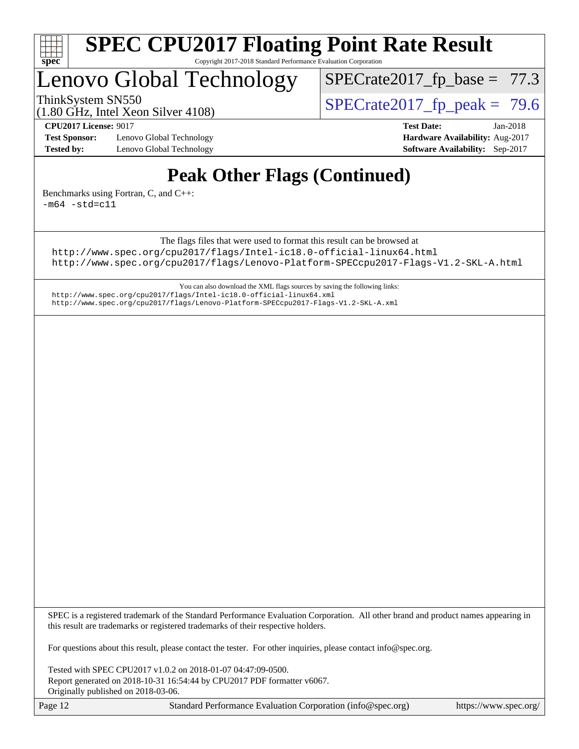## Peak Other Flags (Continued)

Benchmarks using Fortran, C, and C++:
-m64 -std=c11

The flags files that were used to format this result can be browsed at
http://www.spec.org/cpu2017/flags/Intel-ic18.0-official-linux64.html
http://www.spec.org/cpu2017/flags/Lenovo-Platform-SPECcpu2017-Flags-V1.2-SKL-A.html

You can also download the XML flags sources by saving the following links:
http://www.spec.org/cpu2017/flags/Intel-ic18.0-official-linux64.xml
http://www.spec.org/cpu2017/flags/Lenovo-Platform-SPECcpu2017-Flags-V1.2-SKL-A.xml

SPEC is a registered trademark of the Standard Performance Evaluation Corporation. All other brand and product names appearing in this result are trademarks or registered trademarks of their respective holders.

For questions about this result, please contact the tester. For other inquiries, please contact info@spec.org.

Tested with SPEC CPU2017 v1.0.2 on 2018-01-07 04:47:09-0500.
Report generated on 2018-10-31 16:54:44 by CPU2017 PDF formatter v6067.
Originally published on 2018-03-06.